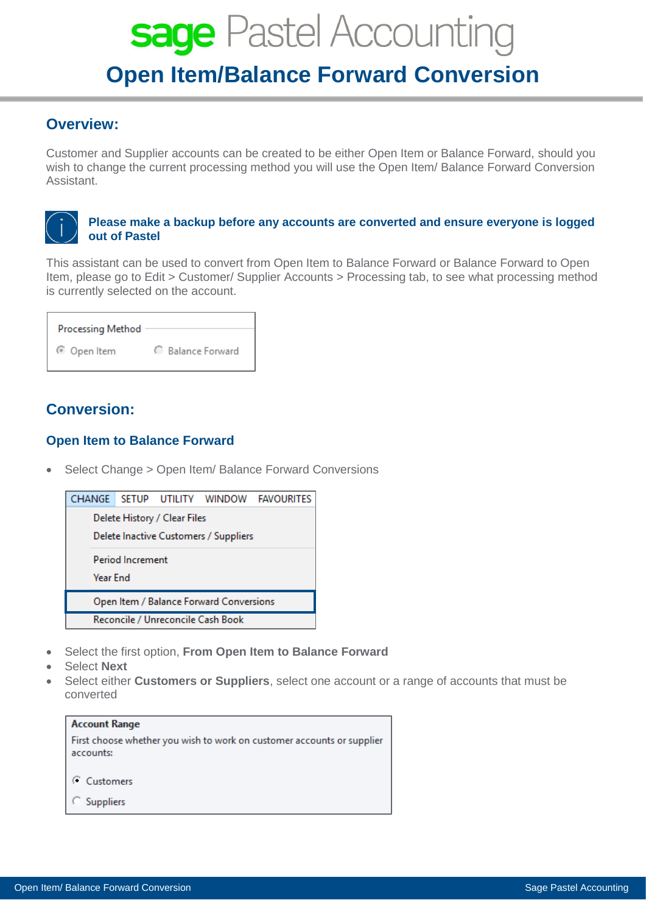# sage Pastel Accounting

# Open Item/Balance Forward Conversion

## Overview:

Customer and Supplier accounts can be created to be either Open Item or Balance Forward, should you wish to change the current processing method you will use the Open Item/ Balance Forward Conversion Assistant.

**Please make a backup before any accounts are converted and ensure everyone is logged out of Pastel**

This assistant can be used to convert from Open Item to Balance Forward or Balance Forward to Open Item, please go to Edit > Customer/ Supplier Accounts > Processing tab, to see what processing method is currently selected on the account.

Processing Method

◉ Open Item ○ Balance Forward

## Conversion:

### Open Item to Balance Forward

- Select Change > Open Item/ Balance Forward Conversions

CHANGE | SETUP | UTILITY | WINDOW | FAVOURITES

- Delete History / Clear Files
- Delete Inactive Customers / Suppliers
- Period Increment
- Year End
- Open Item / Balance Forward Conversions
- Reconcile / Unreconcile Cash Book

- Select the first option, **From Open Item to Balance Forward**
- Select **Next**
- Select either **Customers or Suppliers**, select one account or a range of accounts that must be converted

**Account Range**

First choose whether you wish to work on customer accounts or supplier accounts:

◉ Customers

○ Suppliers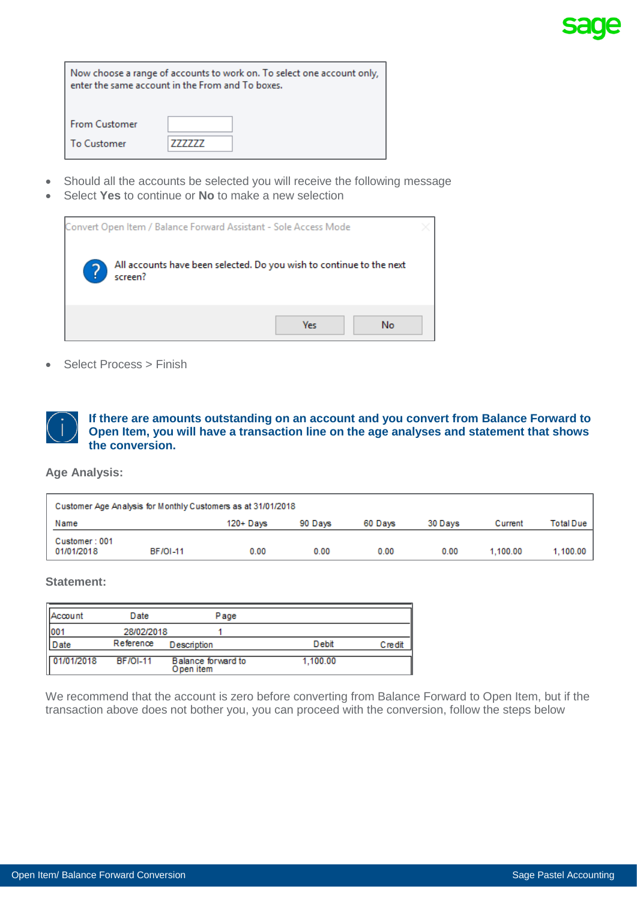Now choose a range of accounts to work on. To select one account only, enter the same account in the From and To boxes.

| | |
|---|---|
| From Customer | |
| To Customer | ZZZZZZ |

- Should all the accounts be selected you will receive the following message
- Select **Yes** to continue or **No** to make a new selection

Convert Open Item / Balance Forward Assistant - Sole Access Mode

All accounts have been selected. Do you wish to continue to the next screen?

Yes No

- Select Process > Finish

**If there are amounts outstanding on an account and you convert from Balance Forward to Open Item, you will have a transaction line on the age analyses and statement that shows the conversion.**

**Age Analysis:**

Customer Age Analysis for Monthly Customers as at 31/01/2018

| Name | | 120+ Days | 90 Days | 60 Days | 30 Days | Current | Total Due |
|---|---|---|---|---|---|---|---|
| Customer : 001 | | | | | | | |
| 01/01/2018 | BF/OI-11 | 0.00 | 0.00 | 0.00 | 0.00 | 1,100.00 | 1,100.00 |

**Statement:**

| Account | Date | Page | | |
|---|---|---|---|---|
| 001 | 28/02/2018 | 1 | | |
| Date | Reference | Description | Debit | Credit |
| 01/01/2018 | BF/OI-11 | Balance forward to Open item | 1,100.00 | |

We recommend that the account is zero before converting from Balance Forward to Open Item, but if the transaction above does not bother you, you can proceed with the conversion, follow the steps below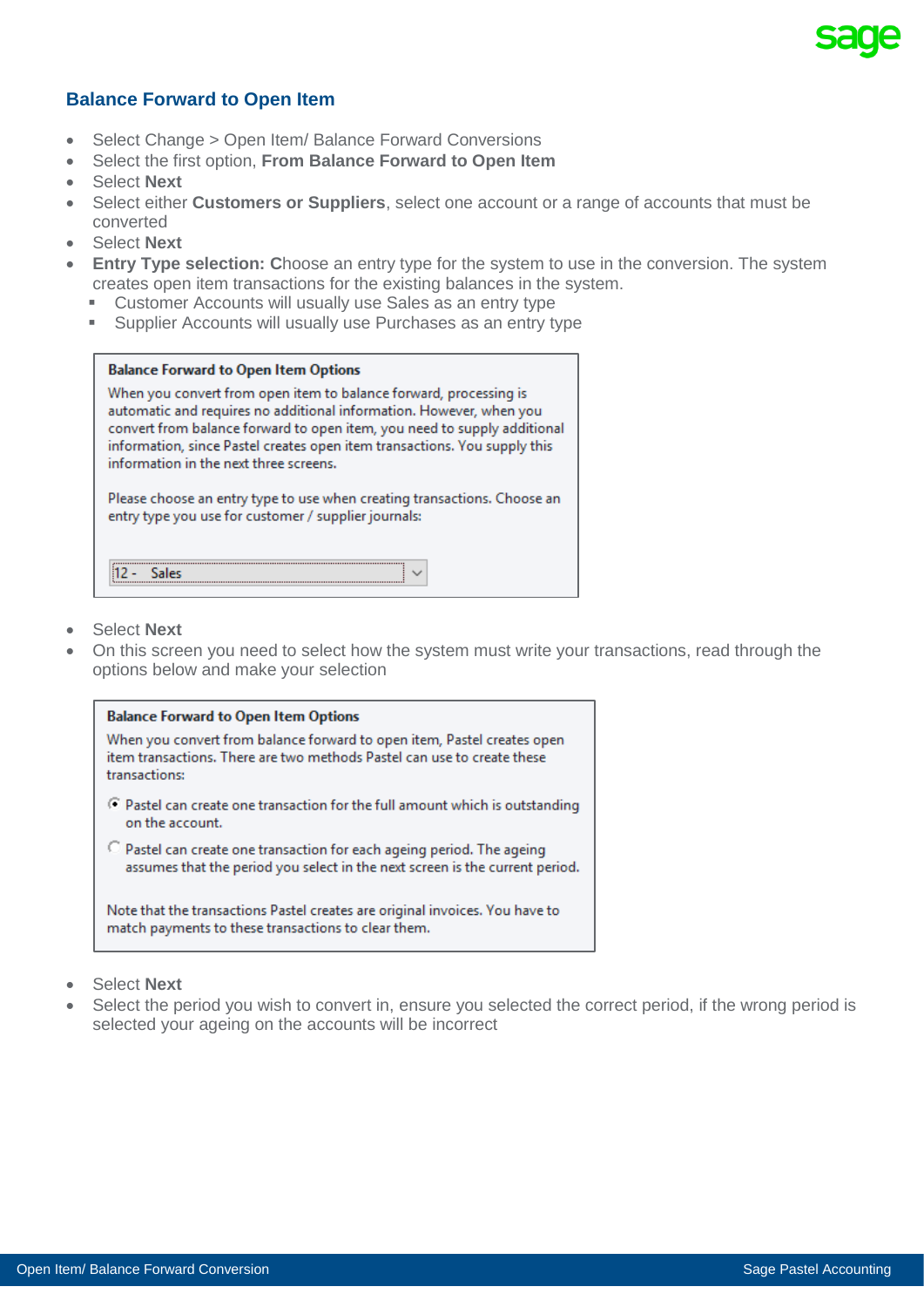## Balance Forward to Open Item

- Select Change > Open Item/ Balance Forward Conversions
- Select the first option, **From Balance Forward to Open Item**
- Select **Next**
- Select either **Customers or Suppliers**, select one account or a range of accounts that must be converted
- Select **Next**
- **Entry Type selection: C**hoose an entry type for the system to use in the conversion. The system creates open item transactions for the existing balances in the system.
  - Customer Accounts will usually use Sales as an entry type
  - Supplier Accounts will usually use Purchases as an entry type

> **Balance Forward to Open Item Options**
>
> When you convert from open item to balance forward, processing is automatic and requires no additional information. However, when you convert from balance forward to open item, you need to supply additional information, since Pastel creates open item transactions. You supply this information in the next three screens.
>
> Please choose an entry type to use when creating transactions. Choose an entry type you use for customer / supplier journals:
>
> 12 - Sales

- Select **Next**
- On this screen you need to select how the system must write your transactions, read through the options below and make your selection

> **Balance Forward to Open Item Options**
>
> When you convert from balance forward to open item, Pastel creates open item transactions. There are two methods Pastel can use to create these transactions:
>
> - (•) Pastel can create one transaction for the full amount which is outstanding on the account.
> - ( ) Pastel can create one transaction for each ageing period. The ageing assumes that the period you select in the next screen is the current period.
>
> Note that the transactions Pastel creates are original invoices. You have to match payments to these transactions to clear them.

- Select **Next**
- Select the period you wish to convert in, ensure you selected the correct period, if the wrong period is selected your ageing on the accounts will be incorrect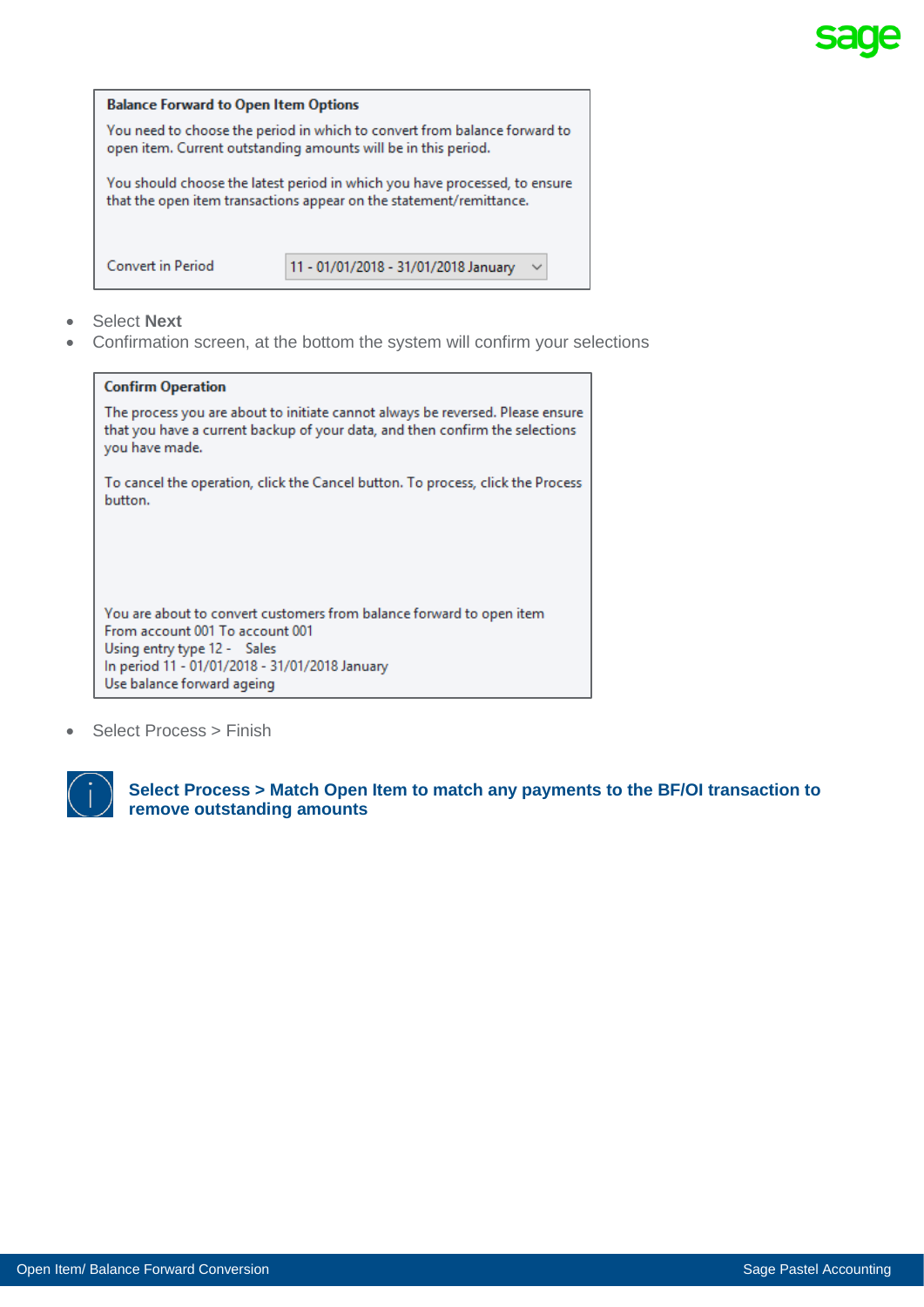**Balance Forward to Open Item Options**

You need to choose the period in which to convert from balance forward to open item. Current outstanding amounts will be in this period.

You should choose the latest period in which you have processed, to ensure that the open item transactions appear on the statement/remittance.

Convert in Period: 11 - 01/01/2018 - 31/01/2018 January

- Select **Next**
- Confirmation screen, at the bottom the system will confirm your selections

**Confirm Operation**

The process you are about to initiate cannot always be reversed. Please ensure that you have a current backup of your data, and then confirm the selections you have made.

To cancel the operation, click the Cancel button. To process, click the Process button.

You are about to convert customers from balance forward to open item
From account 001 To account 001
Using entry type 12 - Sales
In period 11 - 01/01/2018 - 31/01/2018 January
Use balance forward ageing

- Select Process > Finish

**Select Process > Match Open Item to match any payments to the BF/OI transaction to remove outstanding amounts**